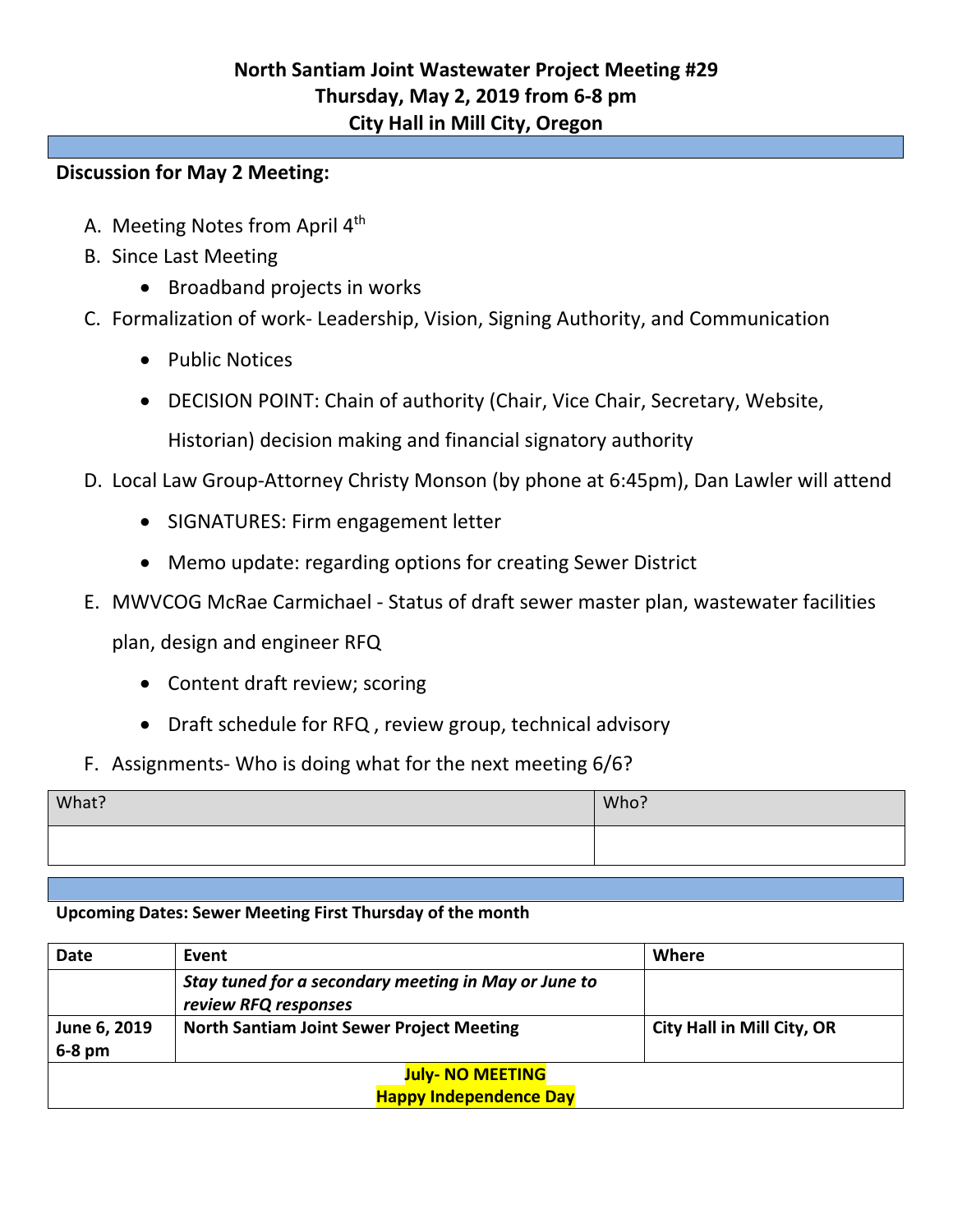# North Santiam Joint Wastewater Project Meeting #29
## Thursday, May 2, 2019 from 6-8 pm
## City Hall in Mill City, Oregon

**Discussion for May 2 Meeting:**

A. Meeting Notes from April 4th
B. Since Last Meeting
   - Broadband projects in works
C. Formalization of work- Leadership, Vision, Signing Authority, and Communication
   - Public Notices
   - DECISION POINT: Chain of authority (Chair, Vice Chair, Secretary, Website, Historian) decision making and financial signatory authority
D. Local Law Group-Attorney Christy Monson (by phone at 6:45pm), Dan Lawler will attend
   - SIGNATURES: Firm engagement letter
   - Memo update: regarding options for creating Sewer District
E. MWVCOG McRae Carmichael - Status of draft sewer master plan, wastewater facilities plan, design and engineer RFQ
   - Content draft review; scoring
   - Draft schedule for RFQ , review group, technical advisory
F. Assignments- Who is doing what for the next meeting 6/6?

| What? | Who? |
| --- | --- |
| | |

**Upcoming Dates: Sewer Meeting First Thursday of the month**

| Date | Event | Where |
| --- | --- | --- |
| | ***Stay tuned for a secondary meeting in May or June to review RFQ responses*** | |
| **June 6, 2019 6-8 pm** | **North Santiam Joint Sewer Project Meeting** | **City Hall in Mill City, OR** |
| **July- NO MEETING Happy Independence Day** | | |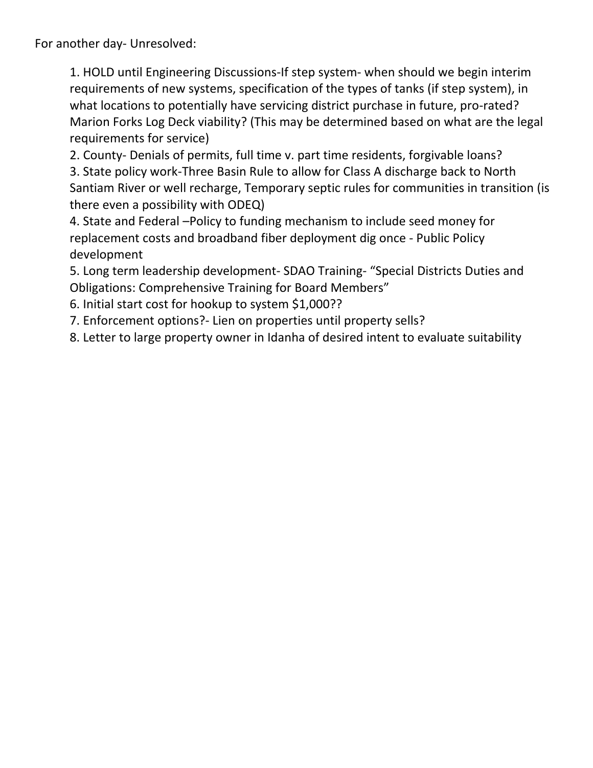For another day- Unresolved:

1. HOLD until Engineering Discussions-If step system- when should we begin interim requirements of new systems, specification of the types of tanks (if step system), in what locations to potentially have servicing district purchase in future, pro-rated? Marion Forks Log Deck viability? (This may be determined based on what are the legal requirements for service)
2. County- Denials of permits, full time v. part time residents, forgivable loans?
3. State policy work-Three Basin Rule to allow for Class A discharge back to North Santiam River or well recharge, Temporary septic rules for communities in transition (is there even a possibility with ODEQ)
4. State and Federal –Policy to funding mechanism to include seed money for replacement costs and broadband fiber deployment dig once - Public Policy development
5. Long term leadership development- SDAO Training- "Special Districts Duties and Obligations: Comprehensive Training for Board Members"
6. Initial start cost for hookup to system $1,000??
7. Enforcement options?- Lien on properties until property sells?
8. Letter to large property owner in Idanha of desired intent to evaluate suitability